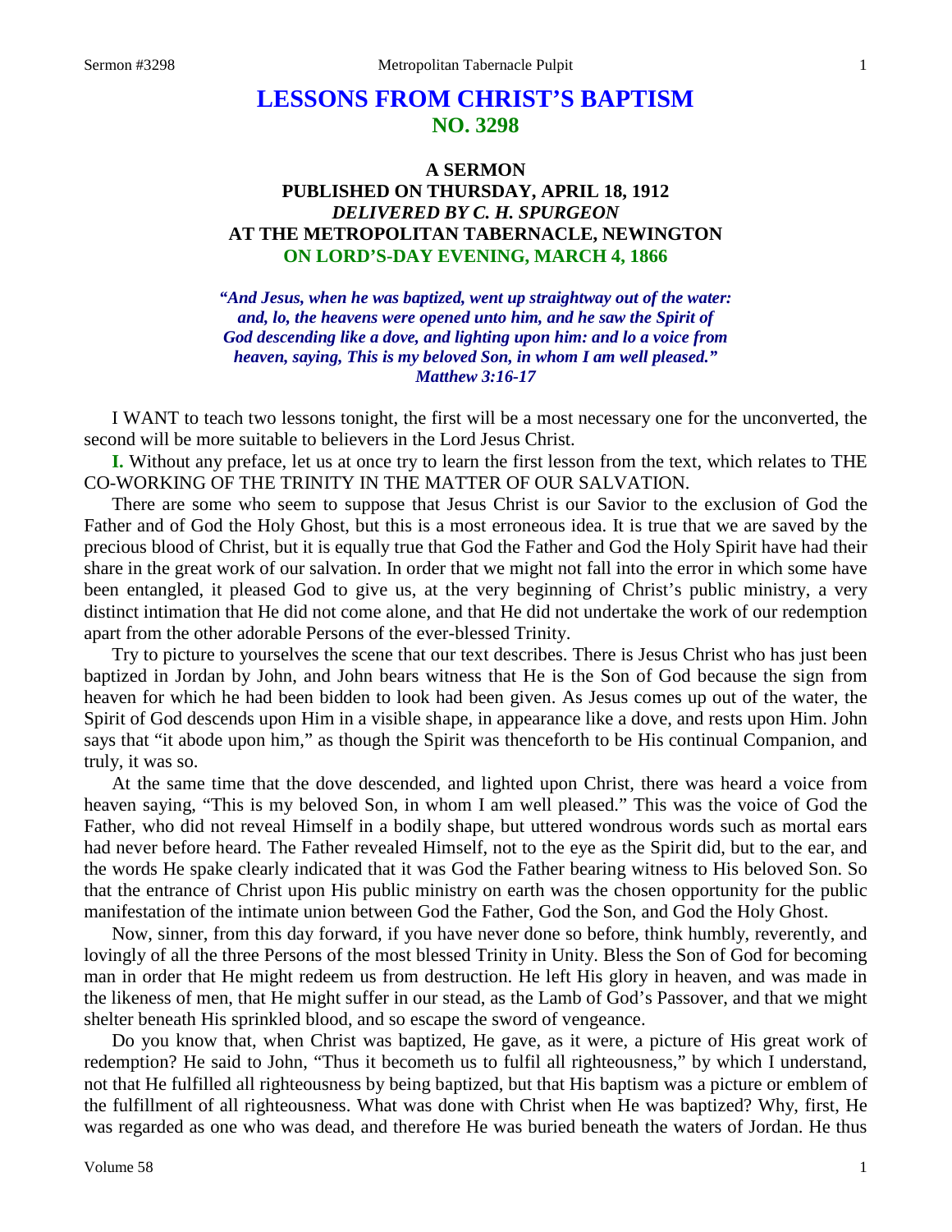# LESSONS FROM CHRIST'S BAPTISM
## NO. 3298

### A SERMON
### PUBLISHED ON THURSDAY, APRIL 18, 1912
### *DELIVERED BY C. H. SPURGEON*
### AT THE METROPOLITAN TABERNACLE, NEWINGTON
### ON LORD'S-DAY EVENING, MARCH 4, 1866

***"And Jesus, when he was baptized, went up straightway out of the water: and, lo, the heavens were opened unto him, and he saw the Spirit of God descending like a dove, and lighting upon him: and lo a voice from heaven, saying, This is my beloved Son, in whom I am well pleased." Matthew 3:16-17***

I WANT to teach two lessons tonight, the first will be a most necessary one for the unconverted, the second will be more suitable to believers in the Lord Jesus Christ.

**I.** Without any preface, let us at once try to learn the first lesson from the text, which relates to THE CO-WORKING OF THE TRINITY IN THE MATTER OF OUR SALVATION.

There are some who seem to suppose that Jesus Christ is our Savior to the exclusion of God the Father and of God the Holy Ghost, but this is a most erroneous idea. It is true that we are saved by the precious blood of Christ, but it is equally true that God the Father and God the Holy Spirit have had their share in the great work of our salvation. In order that we might not fall into the error in which some have been entangled, it pleased God to give us, at the very beginning of Christ's public ministry, a very distinct intimation that He did not come alone, and that He did not undertake the work of our redemption apart from the other adorable Persons of the ever-blessed Trinity.

Try to picture to yourselves the scene that our text describes. There is Jesus Christ who has just been baptized in Jordan by John, and John bears witness that He is the Son of God because the sign from heaven for which he had been bidden to look had been given. As Jesus comes up out of the water, the Spirit of God descends upon Him in a visible shape, in appearance like a dove, and rests upon Him. John says that "it abode upon him," as though the Spirit was thenceforth to be His continual Companion, and truly, it was so.

At the same time that the dove descended, and lighted upon Christ, there was heard a voice from heaven saying, "This is my beloved Son, in whom I am well pleased." This was the voice of God the Father, who did not reveal Himself in a bodily shape, but uttered wondrous words such as mortal ears had never before heard. The Father revealed Himself, not to the eye as the Spirit did, but to the ear, and the words He spake clearly indicated that it was God the Father bearing witness to His beloved Son. So that the entrance of Christ upon His public ministry on earth was the chosen opportunity for the public manifestation of the intimate union between God the Father, God the Son, and God the Holy Ghost.

Now, sinner, from this day forward, if you have never done so before, think humbly, reverently, and lovingly of all the three Persons of the most blessed Trinity in Unity. Bless the Son of God for becoming man in order that He might redeem us from destruction. He left His glory in heaven, and was made in the likeness of men, that He might suffer in our stead, as the Lamb of God's Passover, and that we might shelter beneath His sprinkled blood, and so escape the sword of vengeance.

Do you know that, when Christ was baptized, He gave, as it were, a picture of His great work of redemption? He said to John, "Thus it becometh us to fulfil all righteousness," by which I understand, not that He fulfilled all righteousness by being baptized, but that His baptism was a picture or emblem of the fulfillment of all righteousness. What was done with Christ when He was baptized? Why, first, He was regarded as one who was dead, and therefore He was buried beneath the waters of Jordan. He thus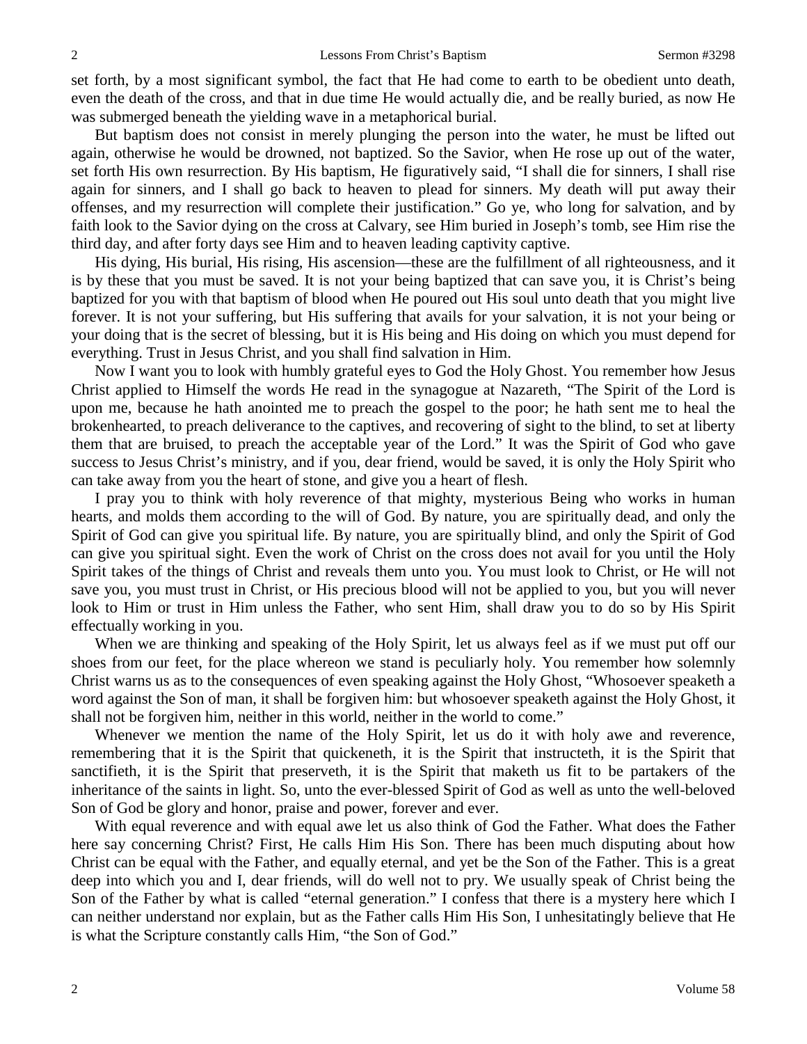set forth, by a most significant symbol, the fact that He had come to earth to be obedient unto death, even the death of the cross, and that in due time He would actually die, and be really buried, as now He was submerged beneath the yielding wave in a metaphorical burial.

But baptism does not consist in merely plunging the person into the water, he must be lifted out again, otherwise he would be drowned, not baptized. So the Savior, when He rose up out of the water, set forth His own resurrection. By His baptism, He figuratively said, "I shall die for sinners, I shall rise again for sinners, and I shall go back to heaven to plead for sinners. My death will put away their offenses, and my resurrection will complete their justification." Go ye, who long for salvation, and by faith look to the Savior dying on the cross at Calvary, see Him buried in Joseph's tomb, see Him rise the third day, and after forty days see Him and to heaven leading captivity captive.

His dying, His burial, His rising, His ascension—these are the fulfillment of all righteousness, and it is by these that you must be saved. It is not your being baptized that can save you, it is Christ's being baptized for you with that baptism of blood when He poured out His soul unto death that you might live forever. It is not your suffering, but His suffering that avails for your salvation, it is not your being or your doing that is the secret of blessing, but it is His being and His doing on which you must depend for everything. Trust in Jesus Christ, and you shall find salvation in Him.

Now I want you to look with humbly grateful eyes to God the Holy Ghost. You remember how Jesus Christ applied to Himself the words He read in the synagogue at Nazareth, "The Spirit of the Lord is upon me, because he hath anointed me to preach the gospel to the poor; he hath sent me to heal the brokenhearted, to preach deliverance to the captives, and recovering of sight to the blind, to set at liberty them that are bruised, to preach the acceptable year of the Lord." It was the Spirit of God who gave success to Jesus Christ's ministry, and if you, dear friend, would be saved, it is only the Holy Spirit who can take away from you the heart of stone, and give you a heart of flesh.

I pray you to think with holy reverence of that mighty, mysterious Being who works in human hearts, and molds them according to the will of God. By nature, you are spiritually dead, and only the Spirit of God can give you spiritual life. By nature, you are spiritually blind, and only the Spirit of God can give you spiritual sight. Even the work of Christ on the cross does not avail for you until the Holy Spirit takes of the things of Christ and reveals them unto you. You must look to Christ, or He will not save you, you must trust in Christ, or His precious blood will not be applied to you, but you will never look to Him or trust in Him unless the Father, who sent Him, shall draw you to do so by His Spirit effectually working in you.

When we are thinking and speaking of the Holy Spirit, let us always feel as if we must put off our shoes from our feet, for the place whereon we stand is peculiarly holy. You remember how solemnly Christ warns us as to the consequences of even speaking against the Holy Ghost, "Whosoever speaketh a word against the Son of man, it shall be forgiven him: but whosoever speaketh against the Holy Ghost, it shall not be forgiven him, neither in this world, neither in the world to come."

Whenever we mention the name of the Holy Spirit, let us do it with holy awe and reverence, remembering that it is the Spirit that quickeneth, it is the Spirit that instructeth, it is the Spirit that sanctifieth, it is the Spirit that preserveth, it is the Spirit that maketh us fit to be partakers of the inheritance of the saints in light. So, unto the ever-blessed Spirit of God as well as unto the well-beloved Son of God be glory and honor, praise and power, forever and ever.

With equal reverence and with equal awe let us also think of God the Father. What does the Father here say concerning Christ? First, He calls Him His Son. There has been much disputing about how Christ can be equal with the Father, and equally eternal, and yet be the Son of the Father. This is a great deep into which you and I, dear friends, will do well not to pry. We usually speak of Christ being the Son of the Father by what is called "eternal generation." I confess that there is a mystery here which I can neither understand nor explain, but as the Father calls Him His Son, I unhesitatingly believe that He is what the Scripture constantly calls Him, "the Son of God."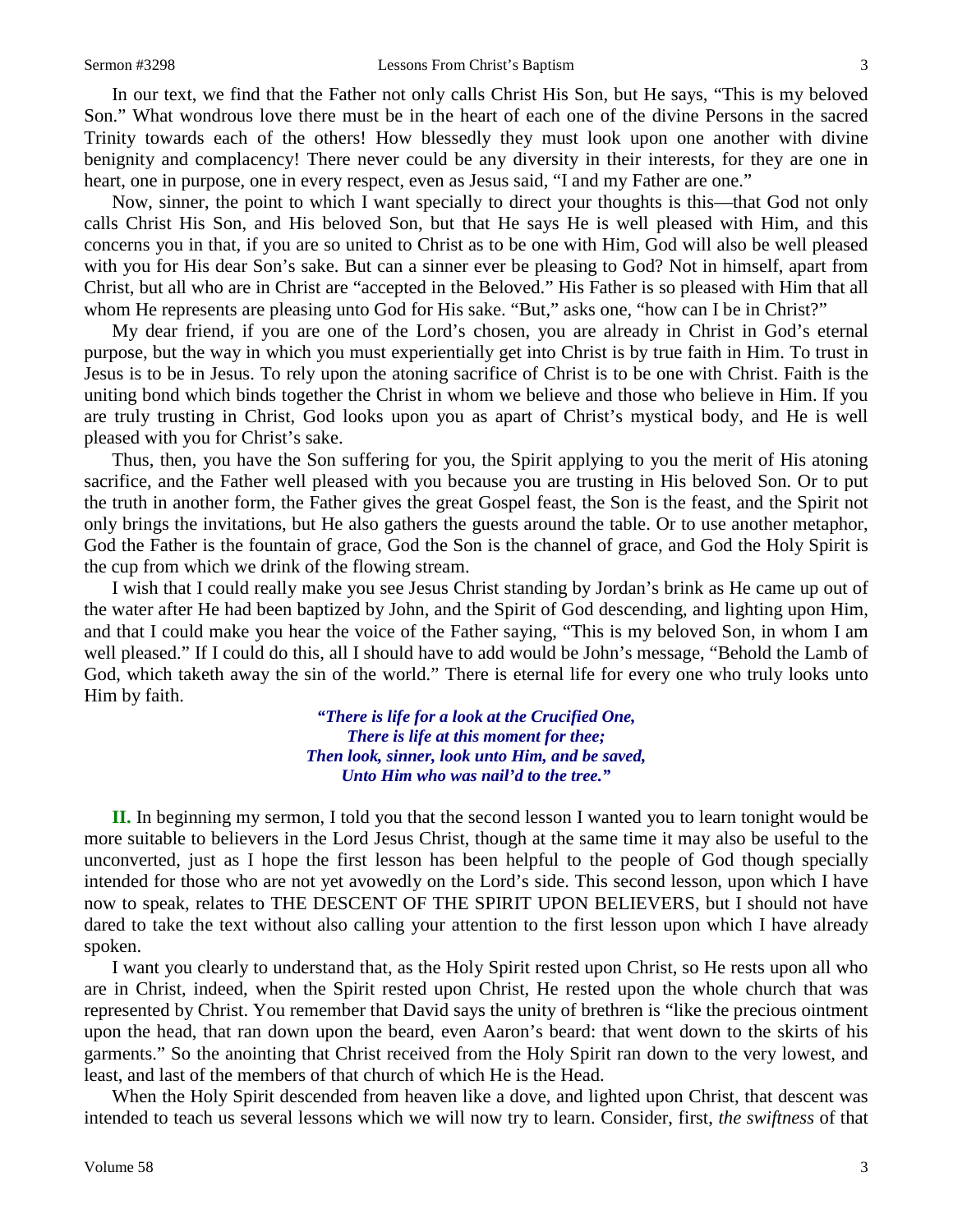In our text, we find that the Father not only calls Christ His Son, but He says, "This is my beloved Son." What wondrous love there must be in the heart of each one of the divine Persons in the sacred Trinity towards each of the others! How blessedly they must look upon one another with divine benignity and complacency! There never could be any diversity in their interests, for they are one in heart, one in purpose, one in every respect, even as Jesus said, "I and my Father are one."

Now, sinner, the point to which I want specially to direct your thoughts is this—that God not only calls Christ His Son, and His beloved Son, but that He says He is well pleased with Him, and this concerns you in that, if you are so united to Christ as to be one with Him, God will also be well pleased with you for His dear Son's sake. But can a sinner ever be pleasing to God? Not in himself, apart from Christ, but all who are in Christ are "accepted in the Beloved." His Father is so pleased with Him that all whom He represents are pleasing unto God for His sake. "But," asks one, "how can I be in Christ?"

My dear friend, if you are one of the Lord's chosen, you are already in Christ in God's eternal purpose, but the way in which you must experientially get into Christ is by true faith in Him. To trust in Jesus is to be in Jesus. To rely upon the atoning sacrifice of Christ is to be one with Christ. Faith is the uniting bond which binds together the Christ in whom we believe and those who believe in Him. If you are truly trusting in Christ, God looks upon you as apart of Christ's mystical body, and He is well pleased with you for Christ's sake.

Thus, then, you have the Son suffering for you, the Spirit applying to you the merit of His atoning sacrifice, and the Father well pleased with you because you are trusting in His beloved Son. Or to put the truth in another form, the Father gives the great Gospel feast, the Son is the feast, and the Spirit not only brings the invitations, but He also gathers the guests around the table. Or to use another metaphor, God the Father is the fountain of grace, God the Son is the channel of grace, and God the Holy Spirit is the cup from which we drink of the flowing stream.

I wish that I could really make you see Jesus Christ standing by Jordan's brink as He came up out of the water after He had been baptized by John, and the Spirit of God descending, and lighting upon Him, and that I could make you hear the voice of the Father saying, "This is my beloved Son, in whom I am well pleased." If I could do this, all I should have to add would be John's message, "Behold the Lamb of God, which taketh away the sin of the world." There is eternal life for every one who truly looks unto Him by faith.

> ***"There is life for a look at the Crucified One,***
> ***There is life at this moment for thee;***
> ***Then look, sinner, look unto Him, and be saved,***
> ***Unto Him who was nail'd to the tree."***

**II.** In beginning my sermon, I told you that the second lesson I wanted you to learn tonight would be more suitable to believers in the Lord Jesus Christ, though at the same time it may also be useful to the unconverted, just as I hope the first lesson has been helpful to the people of God though specially intended for those who are not yet avowedly on the Lord's side. This second lesson, upon which I have now to speak, relates to THE DESCENT OF THE SPIRIT UPON BELIEVERS, but I should not have dared to take the text without also calling your attention to the first lesson upon which I have already spoken.

I want you clearly to understand that, as the Holy Spirit rested upon Christ, so He rests upon all who are in Christ, indeed, when the Spirit rested upon Christ, He rested upon the whole church that was represented by Christ. You remember that David says the unity of brethren is "like the precious ointment upon the head, that ran down upon the beard, even Aaron's beard: that went down to the skirts of his garments." So the anointing that Christ received from the Holy Spirit ran down to the very lowest, and least, and last of the members of that church of which He is the Head.

When the Holy Spirit descended from heaven like a dove, and lighted upon Christ, that descent was intended to teach us several lessons which we will now try to learn. Consider, first, *the swiftness* of that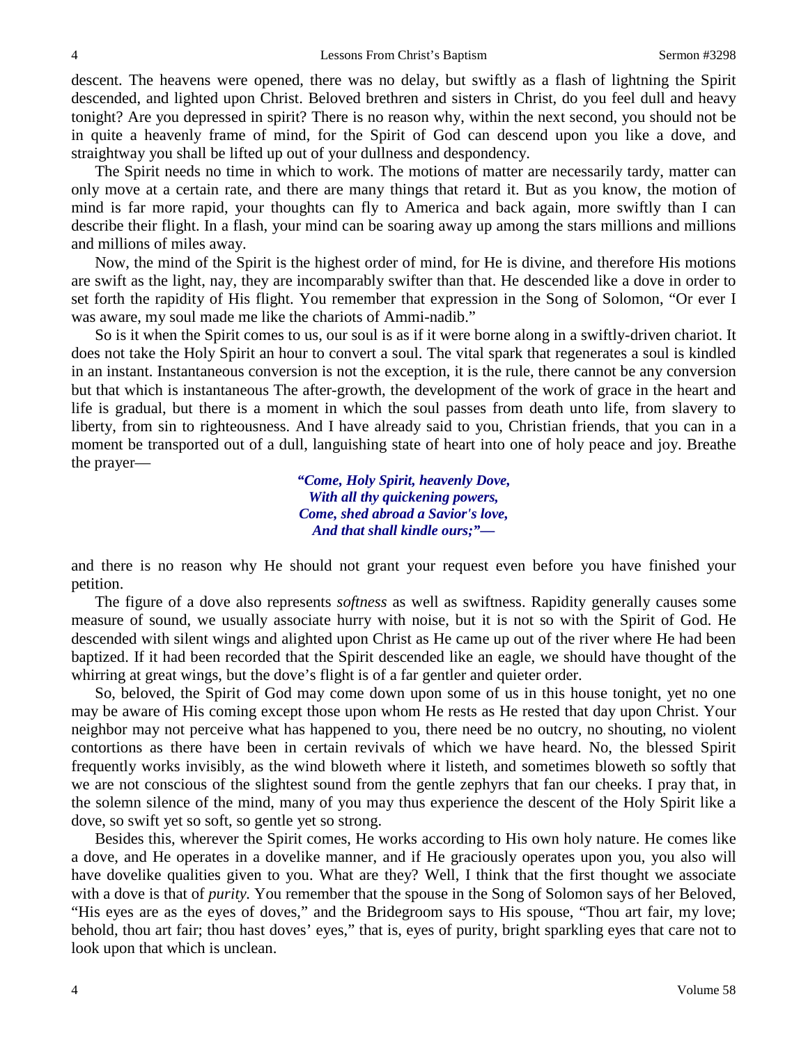descent. The heavens were opened, there was no delay, but swiftly as a flash of lightning the Spirit descended, and lighted upon Christ. Beloved brethren and sisters in Christ, do you feel dull and heavy tonight? Are you depressed in spirit? There is no reason why, within the next second, you should not be in quite a heavenly frame of mind, for the Spirit of God can descend upon you like a dove, and straightway you shall be lifted up out of your dullness and despondency.

The Spirit needs no time in which to work. The motions of matter are necessarily tardy, matter can only move at a certain rate, and there are many things that retard it. But as you know, the motion of mind is far more rapid, your thoughts can fly to America and back again, more swiftly than I can describe their flight. In a flash, your mind can be soaring away up among the stars millions and millions and millions of miles away.

Now, the mind of the Spirit is the highest order of mind, for He is divine, and therefore His motions are swift as the light, nay, they are incomparably swifter than that. He descended like a dove in order to set forth the rapidity of His flight. You remember that expression in the Song of Solomon, "Or ever I was aware, my soul made me like the chariots of Ammi-nadib."

So is it when the Spirit comes to us, our soul is as if it were borne along in a swiftly-driven chariot. It does not take the Holy Spirit an hour to convert a soul. The vital spark that regenerates a soul is kindled in an instant. Instantaneous conversion is not the exception, it is the rule, there cannot be any conversion but that which is instantaneous The after-growth, the development of the work of grace in the heart and life is gradual, but there is a moment in which the soul passes from death unto life, from slavery to liberty, from sin to righteousness. And I have already said to you, Christian friends, that you can in a moment be transported out of a dull, languishing state of heart into one of holy peace and joy. Breathe the prayer—

> ***"Come, Holy Spirit, heavenly Dove,***
> ***With all thy quickening powers,***
> ***Come, shed abroad a Savior's love,***
> ***And that shall kindle ours;"—***

and there is no reason why He should not grant your request even before you have finished your petition.

The figure of a dove also represents *softness* as well as swiftness. Rapidity generally causes some measure of sound, we usually associate hurry with noise, but it is not so with the Spirit of God. He descended with silent wings and alighted upon Christ as He came up out of the river where He had been baptized. If it had been recorded that the Spirit descended like an eagle, we should have thought of the whirring at great wings, but the dove's flight is of a far gentler and quieter order.

So, beloved, the Spirit of God may come down upon some of us in this house tonight, yet no one may be aware of His coming except those upon whom He rests as He rested that day upon Christ. Your neighbor may not perceive what has happened to you, there need be no outcry, no shouting, no violent contortions as there have been in certain revivals of which we have heard. No, the blessed Spirit frequently works invisibly, as the wind bloweth where it listeth, and sometimes bloweth so softly that we are not conscious of the slightest sound from the gentle zephyrs that fan our cheeks. I pray that, in the solemn silence of the mind, many of you may thus experience the descent of the Holy Spirit like a dove, so swift yet so soft, so gentle yet so strong.

Besides this, wherever the Spirit comes, He works according to His own holy nature. He comes like a dove, and He operates in a dovelike manner, and if He graciously operates upon you, you also will have dovelike qualities given to you. What are they? Well, I think that the first thought we associate with a dove is that of *purity.* You remember that the spouse in the Song of Solomon says of her Beloved, "His eyes are as the eyes of doves," and the Bridegroom says to His spouse, "Thou art fair, my love; behold, thou art fair; thou hast doves' eyes," that is, eyes of purity, bright sparkling eyes that care not to look upon that which is unclean.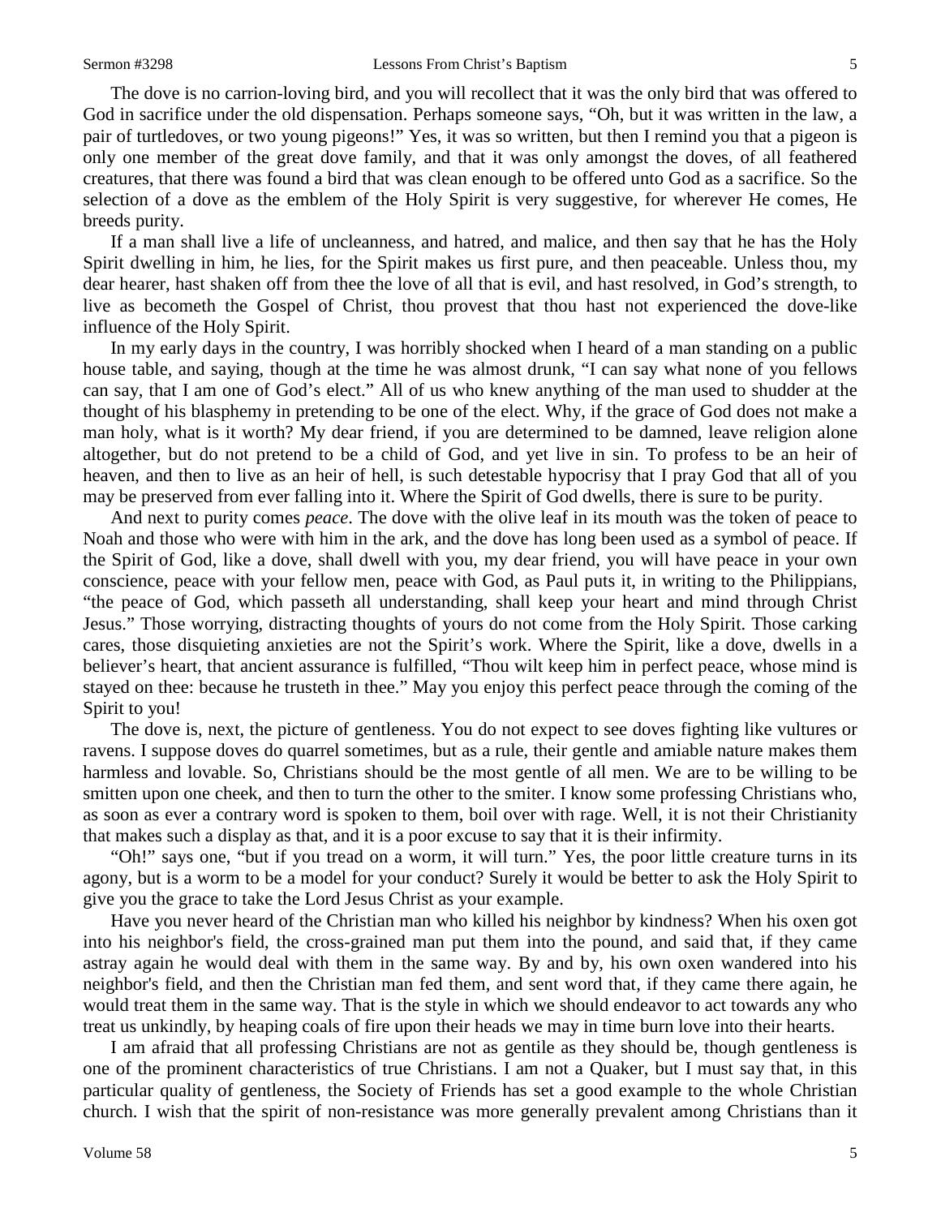The dove is no carrion-loving bird, and you will recollect that it was the only bird that was offered to God in sacrifice under the old dispensation. Perhaps someone says, "Oh, but it was written in the law, a pair of turtledoves, or two young pigeons!" Yes, it was so written, but then I remind you that a pigeon is only one member of the great dove family, and that it was only amongst the doves, of all feathered creatures, that there was found a bird that was clean enough to be offered unto God as a sacrifice. So the selection of a dove as the emblem of the Holy Spirit is very suggestive, for wherever He comes, He breeds purity.

If a man shall live a life of uncleanness, and hatred, and malice, and then say that he has the Holy Spirit dwelling in him, he lies, for the Spirit makes us first pure, and then peaceable. Unless thou, my dear hearer, hast shaken off from thee the love of all that is evil, and hast resolved, in God's strength, to live as becometh the Gospel of Christ, thou provest that thou hast not experienced the dove-like influence of the Holy Spirit.

In my early days in the country, I was horribly shocked when I heard of a man standing on a public house table, and saying, though at the time he was almost drunk, "I can say what none of you fellows can say, that I am one of God's elect." All of us who knew anything of the man used to shudder at the thought of his blasphemy in pretending to be one of the elect. Why, if the grace of God does not make a man holy, what is it worth? My dear friend, if you are determined to be damned, leave religion alone altogether, but do not pretend to be a child of God, and yet live in sin. To profess to be an heir of heaven, and then to live as an heir of hell, is such detestable hypocrisy that I pray God that all of you may be preserved from ever falling into it. Where the Spirit of God dwells, there is sure to be purity.

And next to purity comes *peace*. The dove with the olive leaf in its mouth was the token of peace to Noah and those who were with him in the ark, and the dove has long been used as a symbol of peace. If the Spirit of God, like a dove, shall dwell with you, my dear friend, you will have peace in your own conscience, peace with your fellow men, peace with God, as Paul puts it, in writing to the Philippians, "the peace of God, which passeth all understanding, shall keep your heart and mind through Christ Jesus." Those worrying, distracting thoughts of yours do not come from the Holy Spirit. Those carking cares, those disquieting anxieties are not the Spirit's work. Where the Spirit, like a dove, dwells in a believer's heart, that ancient assurance is fulfilled, "Thou wilt keep him in perfect peace, whose mind is stayed on thee: because he trusteth in thee." May you enjoy this perfect peace through the coming of the Spirit to you!

The dove is, next, the picture of gentleness. You do not expect to see doves fighting like vultures or ravens. I suppose doves do quarrel sometimes, but as a rule, their gentle and amiable nature makes them harmless and lovable. So, Christians should be the most gentle of all men. We are to be willing to be smitten upon one cheek, and then to turn the other to the smiter. I know some professing Christians who, as soon as ever a contrary word is spoken to them, boil over with rage. Well, it is not their Christianity that makes such a display as that, and it is a poor excuse to say that it is their infirmity.

"Oh!" says one, "but if you tread on a worm, it will turn." Yes, the poor little creature turns in its agony, but is a worm to be a model for your conduct? Surely it would be better to ask the Holy Spirit to give you the grace to take the Lord Jesus Christ as your example.

Have you never heard of the Christian man who killed his neighbor by kindness? When his oxen got into his neighbor's field, the cross-grained man put them into the pound, and said that, if they came astray again he would deal with them in the same way. By and by, his own oxen wandered into his neighbor's field, and then the Christian man fed them, and sent word that, if they came there again, he would treat them in the same way. That is the style in which we should endeavor to act towards any who treat us unkindly, by heaping coals of fire upon their heads we may in time burn love into their hearts.

I am afraid that all professing Christians are not as gentile as they should be, though gentleness is one of the prominent characteristics of true Christians. I am not a Quaker, but I must say that, in this particular quality of gentleness, the Society of Friends has set a good example to the whole Christian church. I wish that the spirit of non-resistance was more generally prevalent among Christians than it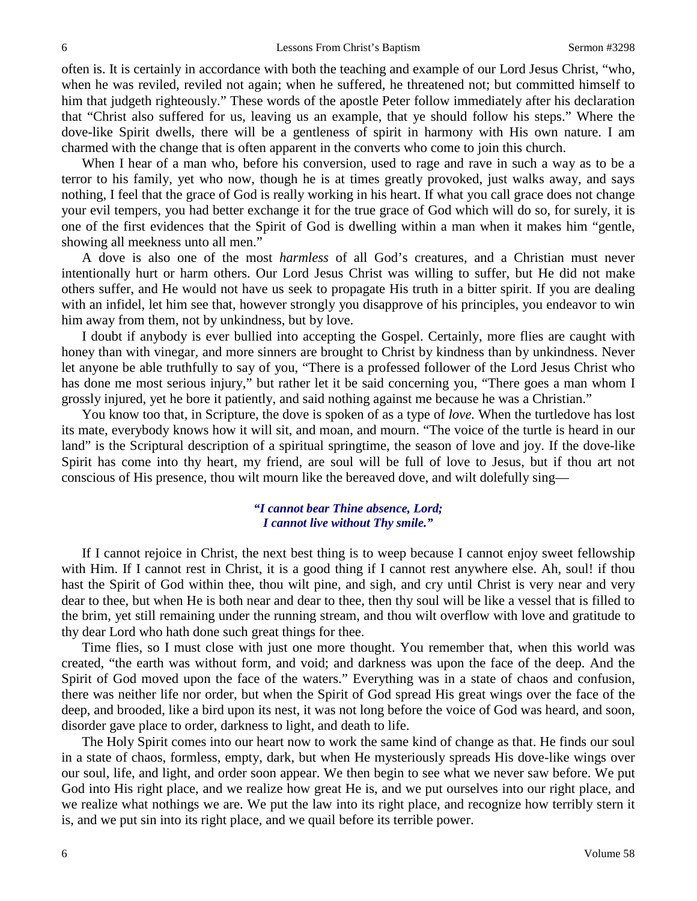often is. It is certainly in accordance with both the teaching and example of our Lord Jesus Christ, "who, when he was reviled, reviled not again; when he suffered, he threatened not; but committed himself to him that judgeth righteously." These words of the apostle Peter follow immediately after his declaration that "Christ also suffered for us, leaving us an example, that ye should follow his steps." Where the dove-like Spirit dwells, there will be a gentleness of spirit in harmony with His own nature. I am charmed with the change that is often apparent in the converts who come to join this church.

When I hear of a man who, before his conversion, used to rage and rave in such a way as to be a terror to his family, yet who now, though he is at times greatly provoked, just walks away, and says nothing, I feel that the grace of God is really working in his heart. If what you call grace does not change your evil tempers, you had better exchange it for the true grace of God which will do so, for surely, it is one of the first evidences that the Spirit of God is dwelling within a man when it makes him "gentle, showing all meekness unto all men."

A dove is also one of the most *harmless* of all God's creatures, and a Christian must never intentionally hurt or harm others. Our Lord Jesus Christ was willing to suffer, but He did not make others suffer, and He would not have us seek to propagate His truth in a bitter spirit. If you are dealing with an infidel, let him see that, however strongly you disapprove of his principles, you endeavor to win him away from them, not by unkindness, but by love.

I doubt if anybody is ever bullied into accepting the Gospel. Certainly, more flies are caught with honey than with vinegar, and more sinners are brought to Christ by kindness than by unkindness. Never let anyone be able truthfully to say of you, "There is a professed follower of the Lord Jesus Christ who has done me most serious injury," but rather let it be said concerning you, "There goes a man whom I grossly injured, yet he bore it patiently, and said nothing against me because he was a Christian."

You know too that, in Scripture, the dove is spoken of as a type of *love.* When the turtledove has lost its mate, everybody knows how it will sit, and moan, and mourn. "The voice of the turtle is heard in our land" is the Scriptural description of a spiritual springtime, the season of love and joy. If the dove-like Spirit has come into thy heart, my friend, are soul will be full of love to Jesus, but if thou art not conscious of His presence, thou wilt mourn like the bereaved dove, and wilt dolefully sing—

> ***"I cannot bear Thine absence, Lord;***
> ***I cannot live without Thy smile."***

If I cannot rejoice in Christ, the next best thing is to weep because I cannot enjoy sweet fellowship with Him. If I cannot rest in Christ, it is a good thing if I cannot rest anywhere else. Ah, soul! if thou hast the Spirit of God within thee, thou wilt pine, and sigh, and cry until Christ is very near and very dear to thee, but when He is both near and dear to thee, then thy soul will be like a vessel that is filled to the brim, yet still remaining under the running stream, and thou wilt overflow with love and gratitude to thy dear Lord who hath done such great things for thee.

Time flies, so I must close with just one more thought. You remember that, when this world was created, "the earth was without form, and void; and darkness was upon the face of the deep. And the Spirit of God moved upon the face of the waters." Everything was in a state of chaos and confusion, there was neither life nor order, but when the Spirit of God spread His great wings over the face of the deep, and brooded, like a bird upon its nest, it was not long before the voice of God was heard, and soon, disorder gave place to order, darkness to light, and death to life.

The Holy Spirit comes into our heart now to work the same kind of change as that. He finds our soul in a state of chaos, formless, empty, dark, but when He mysteriously spreads His dove-like wings over our soul, life, and light, and order soon appear. We then begin to see what we never saw before. We put God into His right place, and we realize how great He is, and we put ourselves into our right place, and we realize what nothings we are. We put the law into its right place, and recognize how terribly stern it is, and we put sin into its right place, and we quail before its terrible power.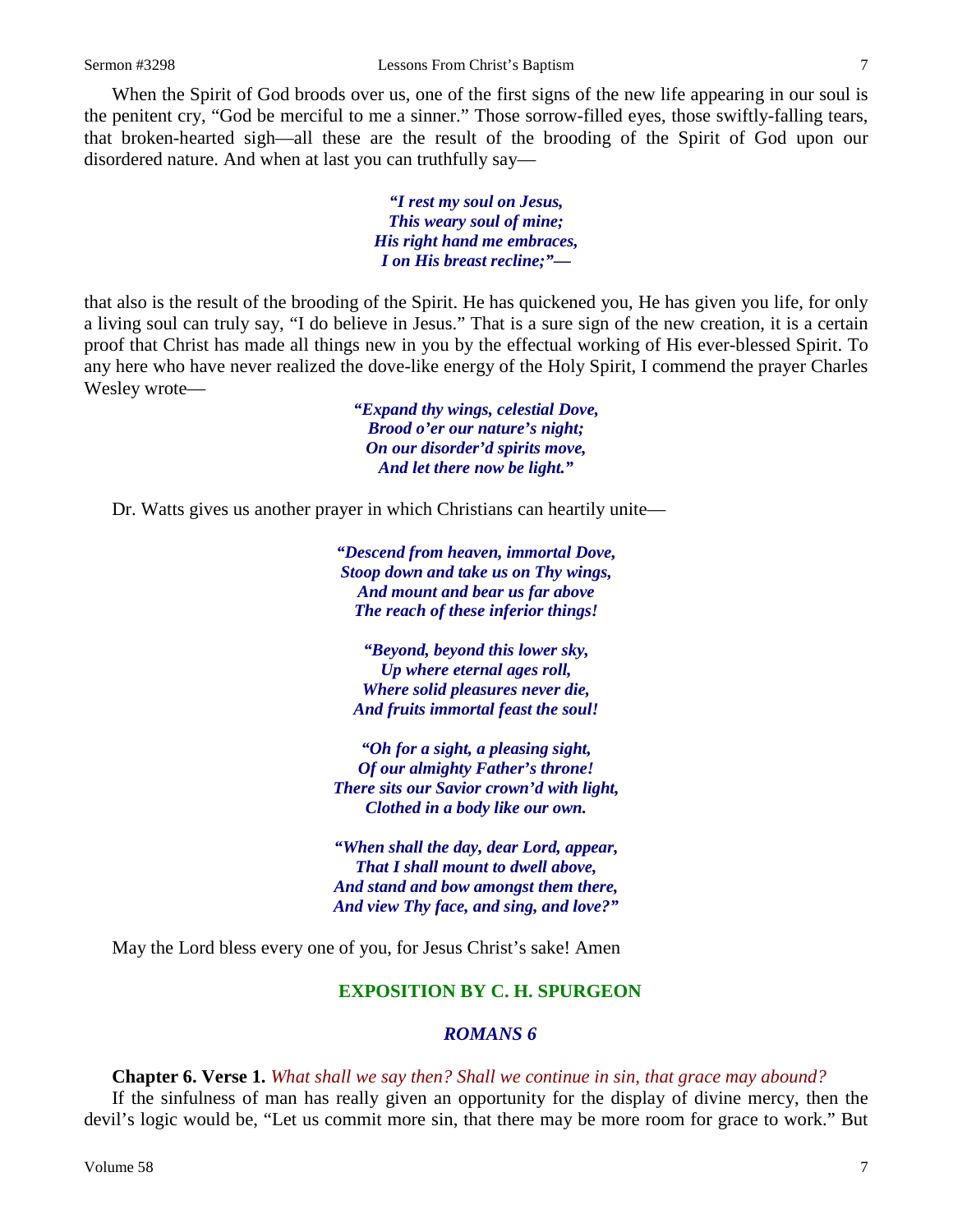When the Spirit of God broods over us, one of the first signs of the new life appearing in our soul is the penitent cry, "God be merciful to me a sinner." Those sorrow-filled eyes, those swiftly-falling tears, that broken-hearted sigh—all these are the result of the brooding of the Spirit of God upon our disordered nature. And when at last you can truthfully say—

> ***"I rest my soul on Jesus,***
> ***This weary soul of mine;***
> ***His right hand me embraces,***
> ***I on His breast recline;"—***

that also is the result of the brooding of the Spirit. He has quickened you, He has given you life, for only a living soul can truly say, "I do believe in Jesus." That is a sure sign of the new creation, it is a certain proof that Christ has made all things new in you by the effectual working of His ever-blessed Spirit. To any here who have never realized the dove-like energy of the Holy Spirit, I commend the prayer Charles Wesley wrote—

> ***"Expand thy wings, celestial Dove,***
> ***Brood o'er our nature's night;***
> ***On our disorder'd spirits move,***
> ***And let there now be light."***

Dr. Watts gives us another prayer in which Christians can heartily unite—

> ***"Descend from heaven, immortal Dove,***
> ***Stoop down and take us on Thy wings,***
> ***And mount and bear us far above***
> ***The reach of these inferior things!***
>
> ***"Beyond, beyond this lower sky,***
> ***Up where eternal ages roll,***
> ***Where solid pleasures never die,***
> ***And fruits immortal feast the soul!***
>
> ***"Oh for a sight, a pleasing sight,***
> ***Of our almighty Father's throne!***
> ***There sits our Savior crown'd with light,***
> ***Clothed in a body like our own.***
>
> ***"When shall the day, dear Lord, appear,***
> ***That I shall mount to dwell above,***
> ***And stand and bow amongst them there,***
> ***And view Thy face, and sing, and love?"***

May the Lord bless every one of you, for Jesus Christ's sake! Amen

## EXPOSITION BY C. H. SPURGEON

### *ROMANS 6*

**Chapter 6. Verse 1.** *What shall we say then? Shall we continue in sin, that grace may abound?*

If the sinfulness of man has really given an opportunity for the display of divine mercy, then the devil's logic would be, "Let us commit more sin, that there may be more room for grace to work." But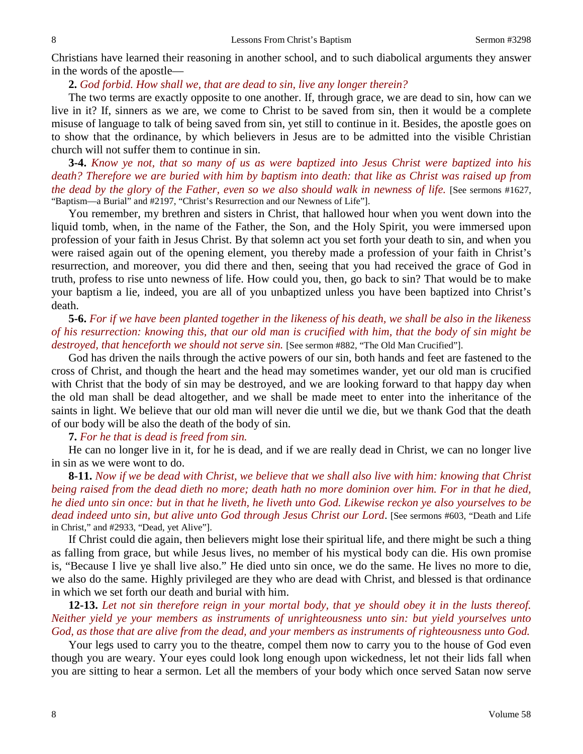Christians have learned their reasoning in another school, and to such diabolical arguments they answer in the words of the apostle—

**2.** *God forbid. How shall we, that are dead to sin, live any longer therein?*

The two terms are exactly opposite to one another. If, through grace, we are dead to sin, how can we live in it? If, sinners as we are, we come to Christ to be saved from sin, then it would be a complete misuse of language to talk of being saved from sin, yet still to continue in it. Besides, the apostle goes on to show that the ordinance, by which believers in Jesus are to be admitted into the visible Christian church will not suffer them to continue in sin.

**3-4.** *Know ye not, that so many of us as were baptized into Jesus Christ were baptized into his death? Therefore we are buried with him by baptism into death: that like as Christ was raised up from the dead by the glory of the Father, even so we also should walk in newness of life.* [See sermons #1627, "Baptism—a Burial" and #2197, "Christ's Resurrection and our Newness of Life"].

You remember, my brethren and sisters in Christ, that hallowed hour when you went down into the liquid tomb, when, in the name of the Father, the Son, and the Holy Spirit, you were immersed upon profession of your faith in Jesus Christ. By that solemn act you set forth your death to sin, and when you were raised again out of the opening element, you thereby made a profession of your faith in Christ's resurrection, and moreover, you did there and then, seeing that you had received the grace of God in truth, profess to rise unto newness of life. How could you, then, go back to sin? That would be to make your baptism a lie, indeed, you are all of you unbaptized unless you have been baptized into Christ's death.

**5-6.** *For if we have been planted together in the likeness of his death, we shall be also in the likeness of his resurrection: knowing this, that our old man is crucified with him, that the body of sin might be destroyed, that henceforth we should not serve sin.* [See sermon #882, "The Old Man Crucified"].

God has driven the nails through the active powers of our sin, both hands and feet are fastened to the cross of Christ, and though the heart and the head may sometimes wander, yet our old man is crucified with Christ that the body of sin may be destroyed, and we are looking forward to that happy day when the old man shall be dead altogether, and we shall be made meet to enter into the inheritance of the saints in light. We believe that our old man will never die until we die, but we thank God that the death of our body will be also the death of the body of sin.

**7.** *For he that is dead is freed from sin.*

He can no longer live in it, for he is dead, and if we are really dead in Christ, we can no longer live in sin as we were wont to do.

**8-11.** *Now if we be dead with Christ, we believe that we shall also live with him: knowing that Christ being raised from the dead dieth no more; death hath no more dominion over him. For in that he died, he died unto sin once: but in that he liveth, he liveth unto God. Likewise reckon ye also yourselves to be dead indeed unto sin, but alive unto God through Jesus Christ our Lord*. [See sermons #603, "Death and Life in Christ," and #2933, "Dead, yet Alive"].

If Christ could die again, then believers might lose their spiritual life, and there might be such a thing as falling from grace, but while Jesus lives, no member of his mystical body can die. His own promise is, "Because I live ye shall live also." He died unto sin once, we do the same. He lives no more to die, we also do the same. Highly privileged are they who are dead with Christ, and blessed is that ordinance in which we set forth our death and burial with him.

**12-13.** *Let not sin therefore reign in your mortal body, that ye should obey it in the lusts thereof. Neither yield ye your members as instruments of unrighteousness unto sin: but yield yourselves unto God, as those that are alive from the dead, and your members as instruments of righteousness unto God.*

Your legs used to carry you to the theatre, compel them now to carry you to the house of God even though you are weary. Your eyes could look long enough upon wickedness, let not their lids fall when you are sitting to hear a sermon. Let all the members of your body which once served Satan now serve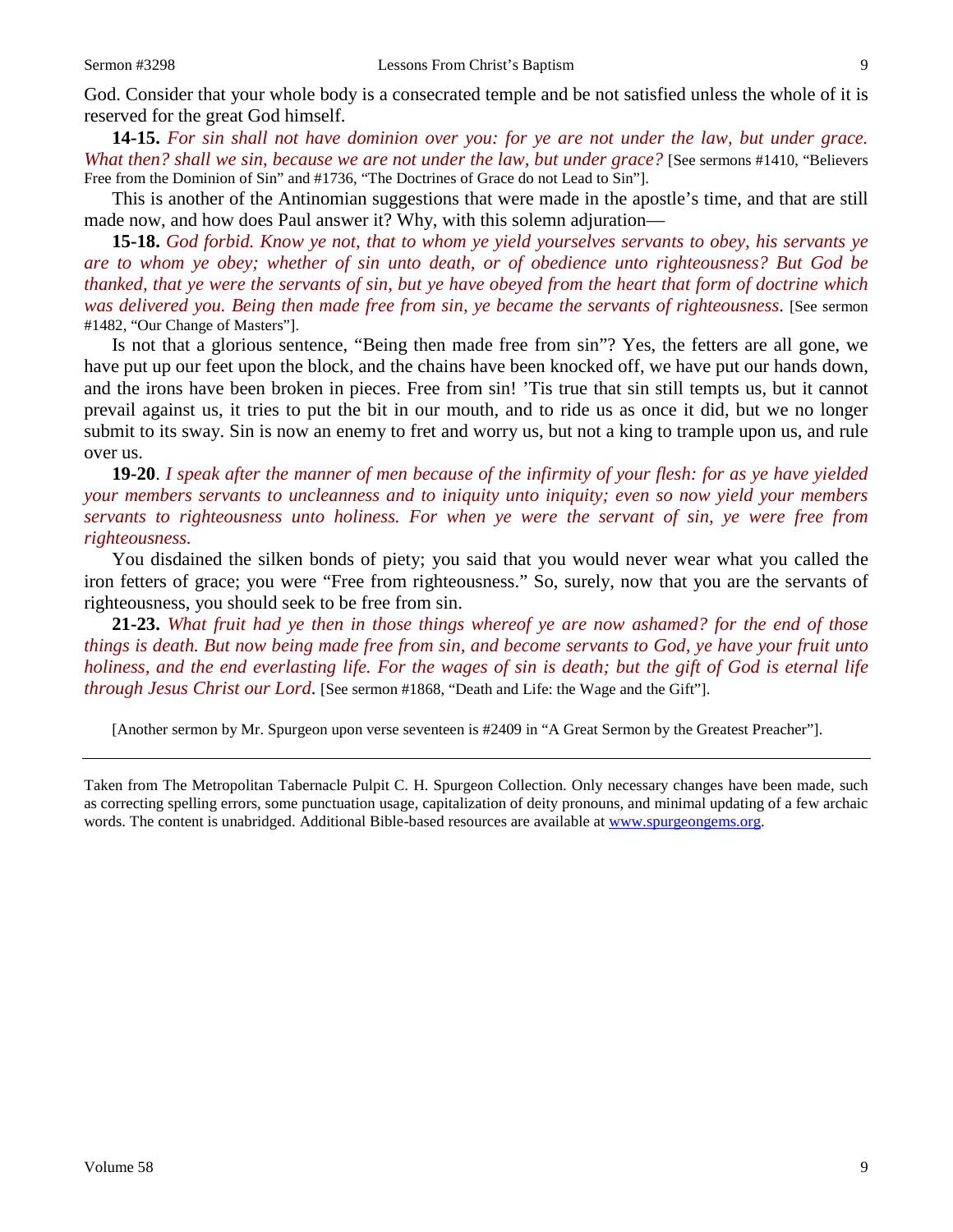God. Consider that your whole body is a consecrated temple and be not satisfied unless the whole of it is reserved for the great God himself.

**14-15.** *For sin shall not have dominion over you: for ye are not under the law, but under grace. What then? shall we sin, because we are not under the law, but under grace?* [See sermons #1410, "Believers Free from the Dominion of Sin" and #1736, "The Doctrines of Grace do not Lead to Sin"].

This is another of the Antinomian suggestions that were made in the apostle's time, and that are still made now, and how does Paul answer it? Why, with this solemn adjuration—

**15-18.** *God forbid. Know ye not, that to whom ye yield yourselves servants to obey, his servants ye are to whom ye obey; whether of sin unto death, or of obedience unto righteousness? But God be thanked, that ye were the servants of sin, but ye have obeyed from the heart that form of doctrine which was delivered you. Being then made free from sin, ye became the servants of righteousness.* [See sermon #1482, "Our Change of Masters"].

Is not that a glorious sentence, "Being then made free from sin"? Yes, the fetters are all gone, we have put up our feet upon the block, and the chains have been knocked off, we have put our hands down, and the irons have been broken in pieces. Free from sin! 'Tis true that sin still tempts us, but it cannot prevail against us, it tries to put the bit in our mouth, and to ride us as once it did, but we no longer submit to its sway. Sin is now an enemy to fret and worry us, but not a king to trample upon us, and rule over us.

**19-20**. *I speak after the manner of men because of the infirmity of your flesh: for as ye have yielded your members servants to uncleanness and to iniquity unto iniquity; even so now yield your members servants to righteousness unto holiness. For when ye were the servant of sin, ye were free from righteousness.*

You disdained the silken bonds of piety; you said that you would never wear what you called the iron fetters of grace; you were "Free from righteousness." So, surely, now that you are the servants of righteousness, you should seek to be free from sin.

**21-23.** *What fruit had ye then in those things whereof ye are now ashamed? for the end of those things is death. But now being made free from sin, and become servants to God, ye have your fruit unto holiness, and the end everlasting life. For the wages of sin is death; but the gift of God is eternal life through Jesus Christ our Lord.* [See sermon #1868, "Death and Life: the Wage and the Gift"].

[Another sermon by Mr. Spurgeon upon verse seventeen is #2409 in "A Great Sermon by the Greatest Preacher"].

---

Taken from The Metropolitan Tabernacle Pulpit C. H. Spurgeon Collection. Only necessary changes have been made, such as correcting spelling errors, some punctuation usage, capitalization of deity pronouns, and minimal updating of a few archaic words. The content is unabridged. Additional Bible-based resources are available at www.spurgeongems.org.